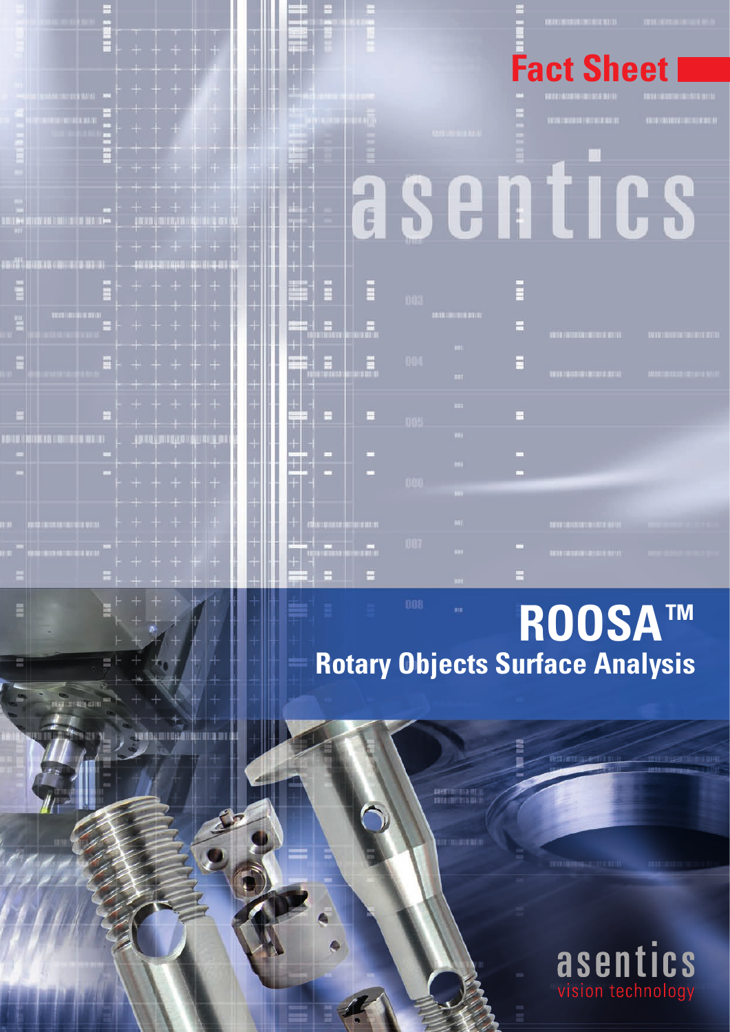Fact Sheet

asentics

# ROOSA™

## Rotary Objects Surface Analysis

asentics
vision technology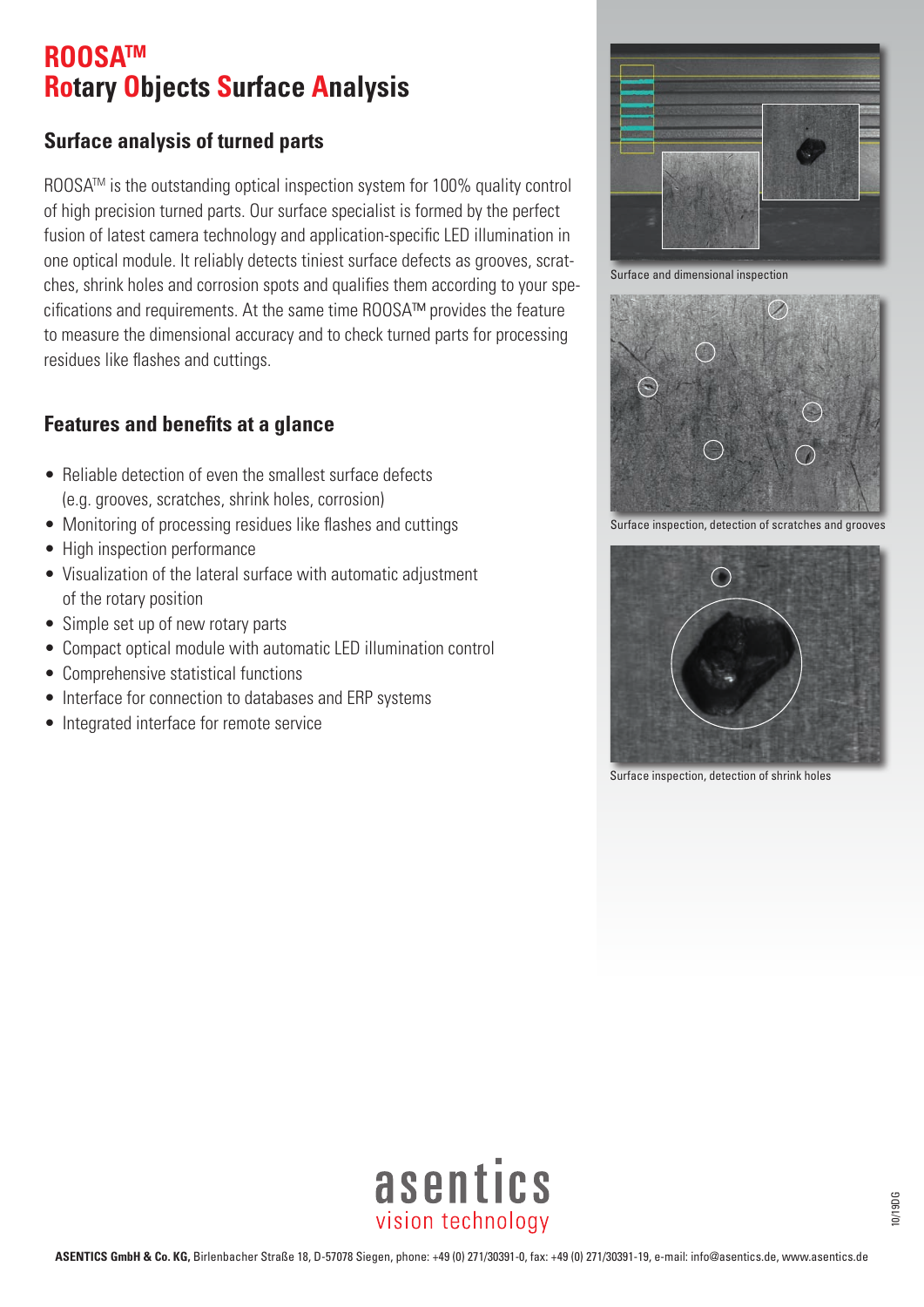# ROOSA™ Rotary Objects Surface Analysis

## Surface analysis of turned parts

ROOSA™ is the outstanding optical inspection system for 100% quality control of high precision turned parts. Our surface specialist is formed by the perfect fusion of latest camera technology and application-specific LED illumination in one optical module. It reliably detects tiniest surface defects as grooves, scratches, shrink holes and corrosion spots and qualifies them according to your specifications and requirements. At the same time ROOSA™ provides the feature to measure the dimensional accuracy and to check turned parts for processing residues like flashes and cuttings.

## Features and benefits at a glance

- Reliable detection of even the smallest surface defects (e.g. grooves, scratches, shrink holes, corrosion)
- Monitoring of processing residues like flashes and cuttings
- High inspection performance
- Visualization of the lateral surface with automatic adjustment of the rotary position
- Simple set up of new rotary parts
- Compact optical module with automatic LED illumination control
- Comprehensive statistical functions
- Interface for connection to databases and ERP systems
- Integrated interface for remote service

Surface and dimensional inspection

Surface inspection, detection of scratches and grooves

Surface inspection, detection of shrink holes

asentics
vision technology

**ASENTICS GmbH & Co. KG,** Birlenbacher Straße 18, D-57078 Siegen, phone: +49 (0) 271/30391-0, fax: +49 (0) 271/30391-19, e-mail: info@asentics.de, www.asentics.de

10/19DG